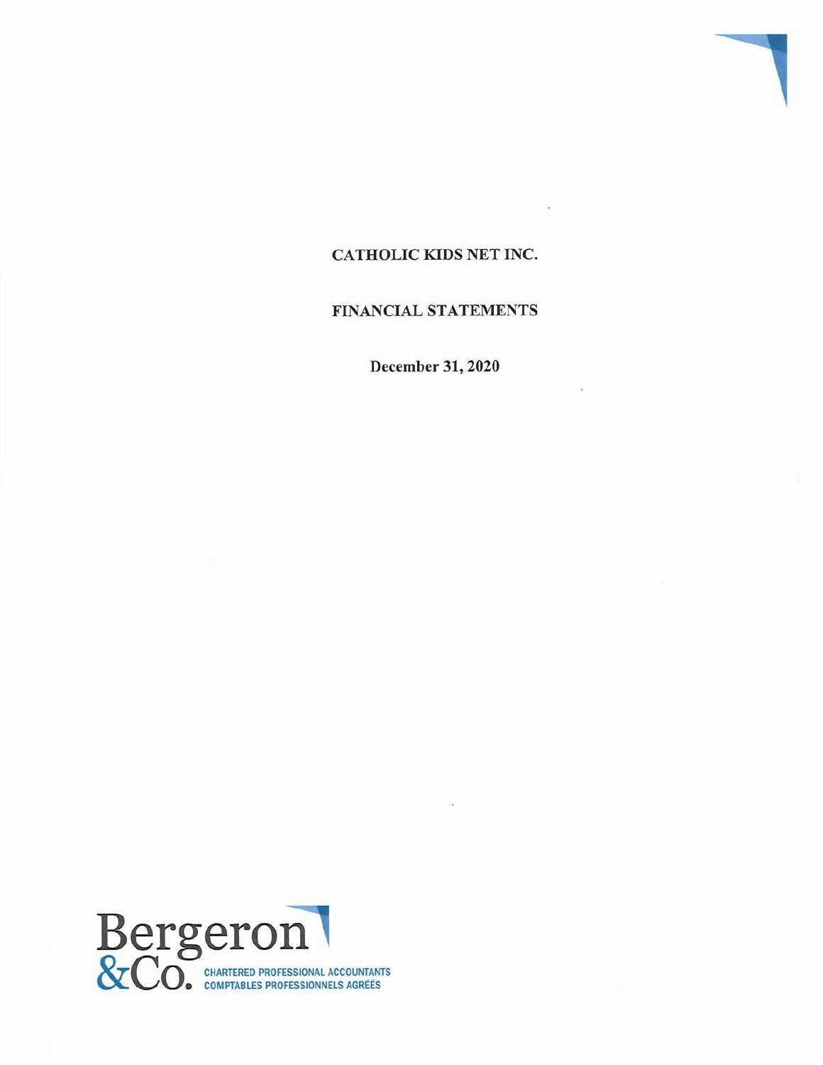# CATHOLIC KIDS NET INC.

## FINANCIAL STATEMENTS

**December 31, 2020**

Bergeron &Co.
CHARTERED PROFESSIONAL ACCOUNTANTS
COMPTABLES PROFESSIONNELS AGRÉÉS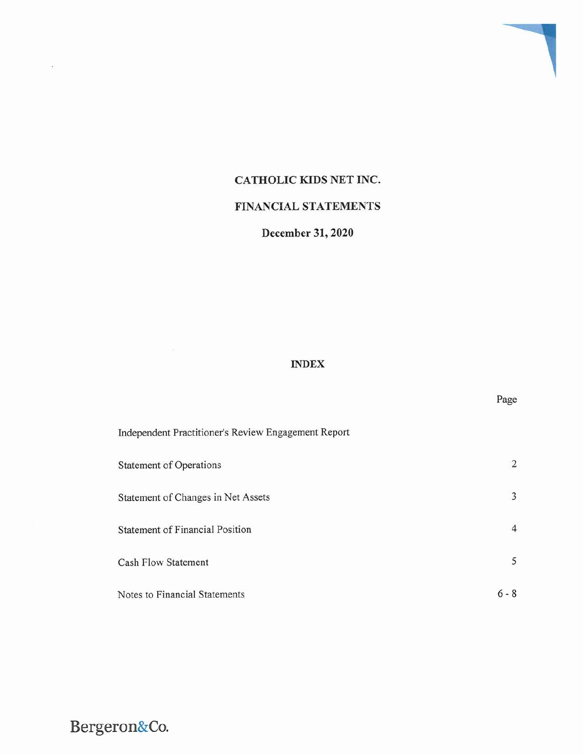# CATHOLIC KIDS NET INC.

## FINANCIAL STATEMENTS

### December 31, 2020

**INDEX**

| | Page |
|---|---|
| Independent Practitioner's Review Engagement Report | |
| Statement of Operations | 2 |
| Statement of Changes in Net Assets | 3 |
| Statement of Financial Position | 4 |
| Cash Flow Statement | 5 |
| Notes to Financial Statements | 6 - 8 |

Bergeron&Co.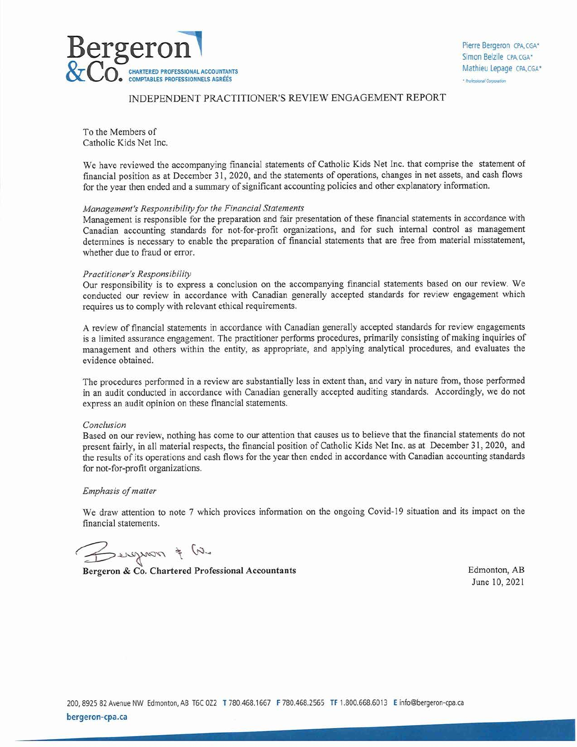# INDEPENDENT PRACTITIONER'S REVIEW ENGAGEMENT REPORT

To the Members of
Catholic Kids Net Inc.

We have reviewed the accompanying financial statements of Catholic Kids Net Inc. that comprise the statement of financial position as at December 31, 2020, and the statements of operations, changes in net assets, and cash flows for the year then ended and a summary of significant accounting policies and other explanatory information.

*Management's Responsibility for the Financial Statements*
Management is responsible for the preparation and fair presentation of these financial statements in accordance with Canadian accounting standards for not-for-profit organizations, and for such internal control as management determines is necessary to enable the preparation of financial statements that are free from material misstatement, whether due to fraud or error.

*Practitioner's Responsibility*
Our responsibility is to express a conclusion on the accompanying financial statements based on our review. We conducted our review in accordance with Canadian generally accepted standards for review engagement which requires us to comply with relevant ethical requirements.

A review of financial statements in accordance with Canadian generally accepted standards for review engagements is a limited assurance engagement. The practitioner performs procedures, primarily consisting of making inquiries of management and others within the entity, as appropriate, and applying analytical procedures, and evaluates the evidence obtained.

The procedures performed in a review are substantially less in extent than, and vary in nature from, those performed in an audit conducted in accordance with Canadian generally accepted auditing standards. Accordingly, we do not express an audit opinion on these financial statements.

*Conclusion*
Based on our review, nothing has come to our attention that causes us to believe that the financial statements do not present fairly, in all material respects, the financial position of Catholic Kids Net Inc. as at December 31, 2020, and the results of its operations and cash flows for the year then ended in accordance with Canadian accounting standards for not-for-profit organizations.

*Emphasis of matter*

We draw attention to note 7 which provices information on the ongoing Covid-19 situation and its impact on the financial statements.

Bergeron & Co.

**Bergeron & Co. Chartered Professional Accountants**

Edmonton, AB
June 10, 2021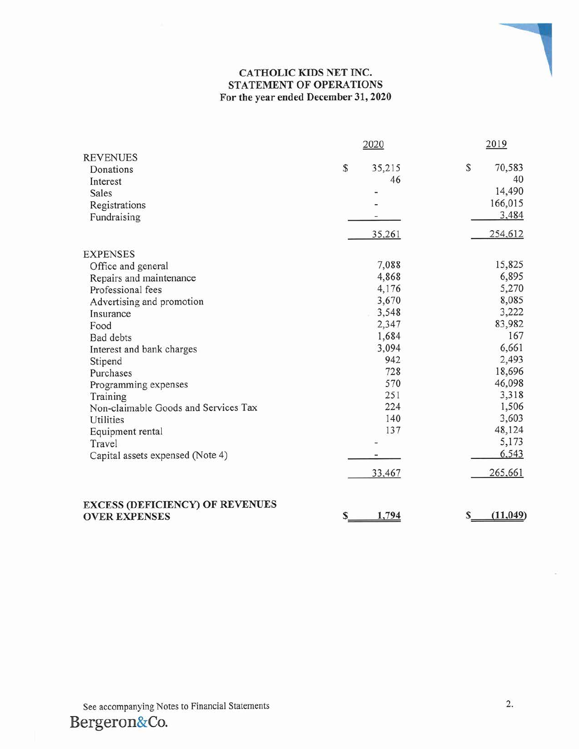# CATHOLIC KIDS NET INC.
## STATEMENT OF OPERATIONS
### For the year ended December 31, 2020

| | 2020 | 2019 |
|---|---|---|
| **REVENUES** | | |
| Donations | $ 35,215 | $ 70,583 |
| Interest | 46 | 40 |
| Sales | - | 14,490 |
| Registrations | - | 166,015 |
| Fundraising | - | 3,484 |
| | 35,261 | 254,612 |
| **EXPENSES** | | |
| Office and general | 7,088 | 15,825 |
| Repairs and maintenance | 4,868 | 6,895 |
| Professional fees | 4,176 | 5,270 |
| Advertising and promotion | 3,670 | 8,085 |
| Insurance | 3,548 | 3,222 |
| Food | 2,347 | 83,982 |
| Bad debts | 1,684 | 167 |
| Interest and bank charges | 3,094 | 6,661 |
| Stipend | 942 | 2,493 |
| Purchases | 728 | 18,696 |
| Programming expenses | 570 | 46,098 |
| Training | 251 | 3,318 |
| Non-claimable Goods and Services Tax | 224 | 1,506 |
| Utilities | 140 | 3,603 |
| Equipment rental | 137 | 48,124 |
| Travel | - | 5,173 |
| Capital assets expensed (Note 4) | - | 6,543 |
| | 33,467 | 265,661 |
| **EXCESS (DEFICIENCY) OF REVENUES OVER EXPENSES** | **$ 1,794** | **$ (11,049)** |

See accompanying Notes to Financial Statements

Bergeron&Co.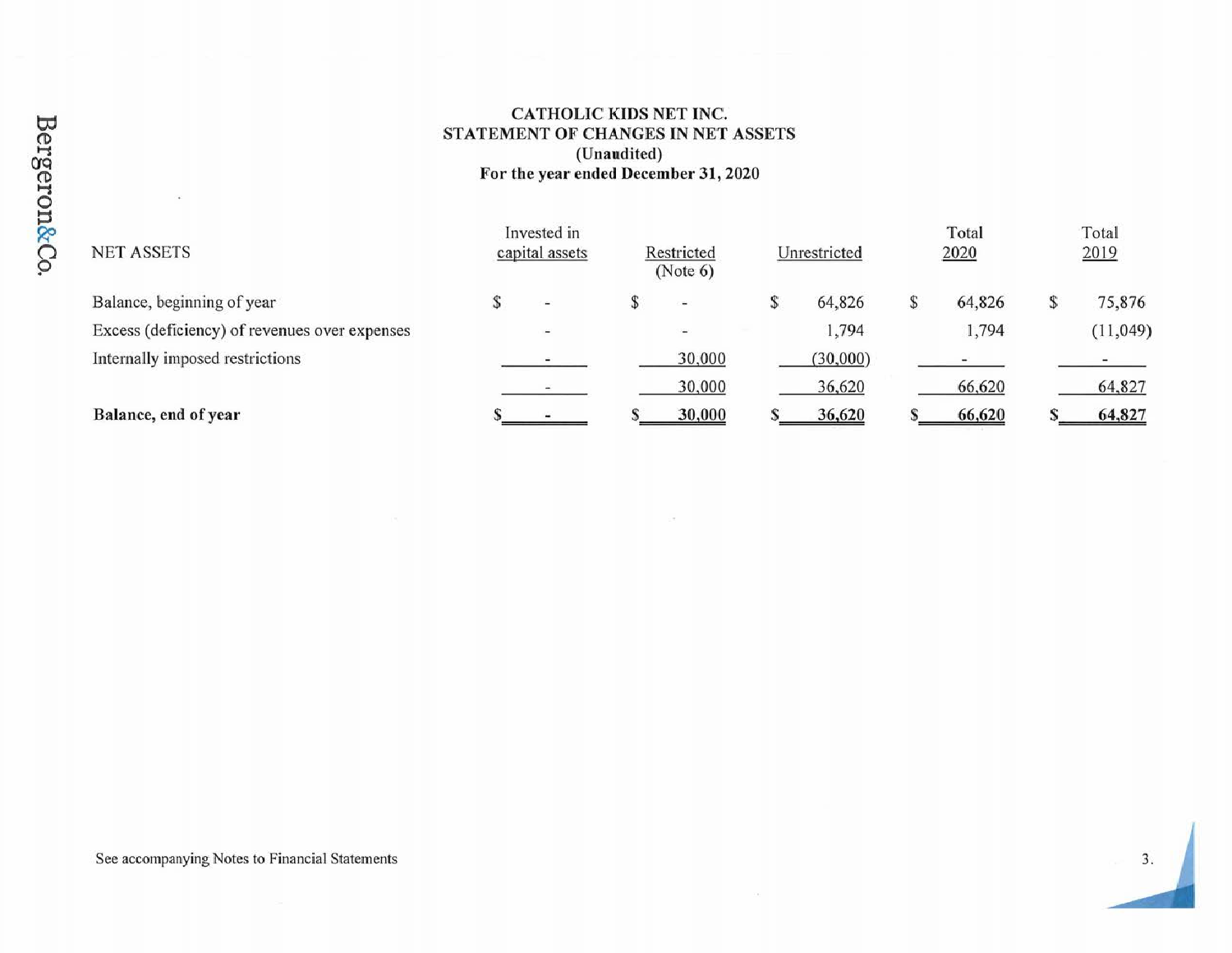**CATHOLIC KIDS NET INC.**
**STATEMENT OF CHANGES IN NET ASSETS**
**(Unaudited)**
**For the year ended December 31, 2020**

| NET ASSETS | Invested in capital assets | Restricted (Note 6) | Unrestricted | Total 2020 | Total 2019 |
|---|---|---|---|---|---|
| Balance, beginning of year | $ - | $ - | $ 64,826 | $ 64,826 | $ 75,876 |
| Excess (deficiency) of revenues over expenses | - | - | 1,794 | 1,794 | (11,049) |
| Internally imposed restrictions | - | 30,000 | (30,000) | - | - |
| | - | 30,000 | 36,620 | 66,620 | 64,827 |
| **Balance, end of year** | $ - | $ 30,000 | $ 36,620 | $ 66,620 | $ 64,827 |

See accompanying Notes to Financial Statements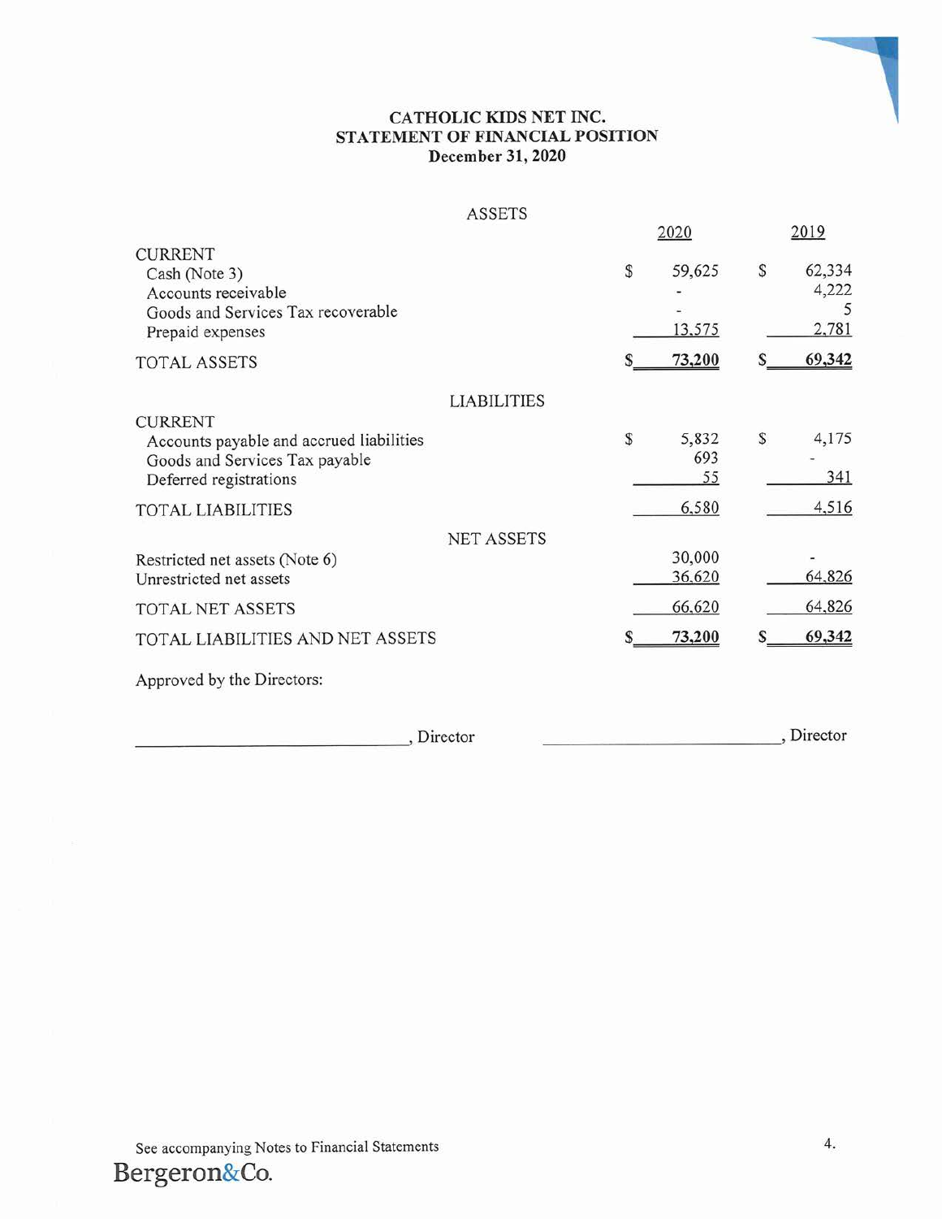# CATHOLIC KIDS NET INC.
## STATEMENT OF FINANCIAL POSITION
### December 31, 2020

| ASSETS | 2020 | 2019 |
|---|---|---|
| **CURRENT** | | |
| Cash (Note 3) | $ 59,625 | $ 62,334 |
| Accounts receivable | - | 4,222 |
| Goods and Services Tax recoverable | - | 5 |
| Prepaid expenses | 13,575 | 2,781 |
| TOTAL ASSETS | **$ 73,200** | **$ 69,342** |
| **LIABILITIES** | | |
| **CURRENT** | | |
| Accounts payable and accrued liabilities | $ 5,832 | $ 4,175 |
| Goods and Services Tax payable | 693 | - |
| Deferred registrations | 55 | 341 |
| TOTAL LIABILITIES | 6,580 | 4,516 |
| **NET ASSETS** | | |
| Restricted net assets (Note 6) | 30,000 | - |
| Unrestricted net assets | 36,620 | 64,826 |
| TOTAL NET ASSETS | 66,620 | 64,826 |
| TOTAL LIABILITIES AND NET ASSETS | **$ 73,200** | **$ 69,342** |

Approved by the Directors:

_______________________________, Director          _______________________________, Director

See accompanying Notes to Financial Statements

Bergeron&Co.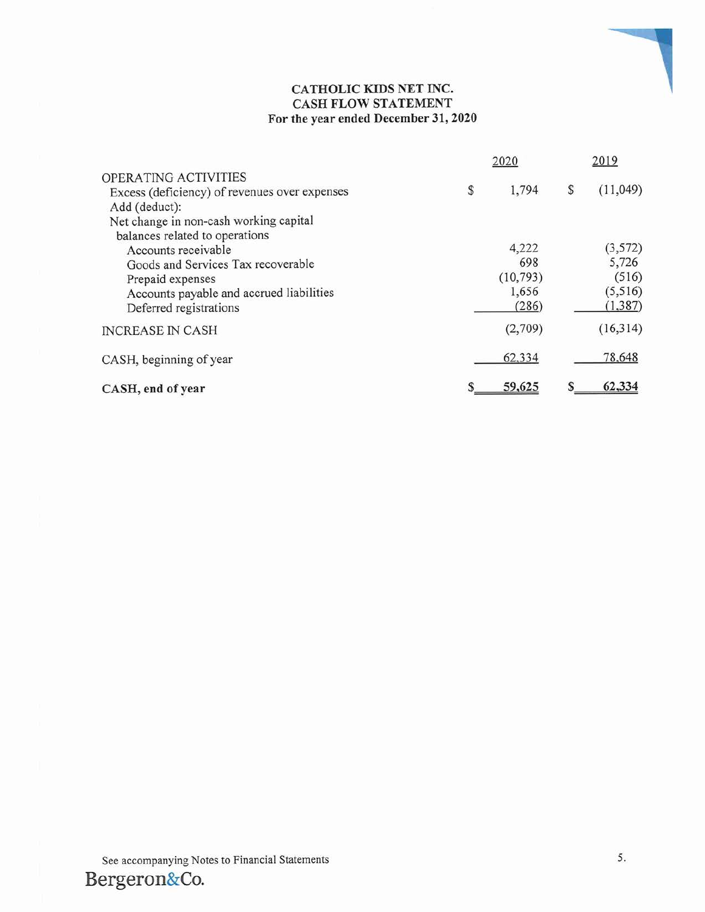**CATHOLIC KIDS NET INC.**
**CASH FLOW STATEMENT**
**For the year ended December 31, 2020**

| | 2020 | 2019 |
|---|---|---|
| OPERATING ACTIVITIES | | |
| Excess (deficiency) of revenues over expenses | $ 1,794 | $ (11,049) |
| Add (deduct): | | |
| Net change in non-cash working capital balances related to operations | | |
| Accounts receivable | 4,222 | (3,572) |
| Goods and Services Tax recoverable | 698 | 5,726 |
| Prepaid expenses | (10,793) | (516) |
| Accounts payable and accrued liabilities | 1,656 | (5,516) |
| Deferred registrations | (286) | (1,387) |
| INCREASE IN CASH | (2,709) | (16,314) |
| CASH, beginning of year | 62,334 | 78,648 |
| **CASH, end of year** | **$ 59,625** | **$ 62,334** |

See accompanying Notes to Financial Statements

Bergeron&Co.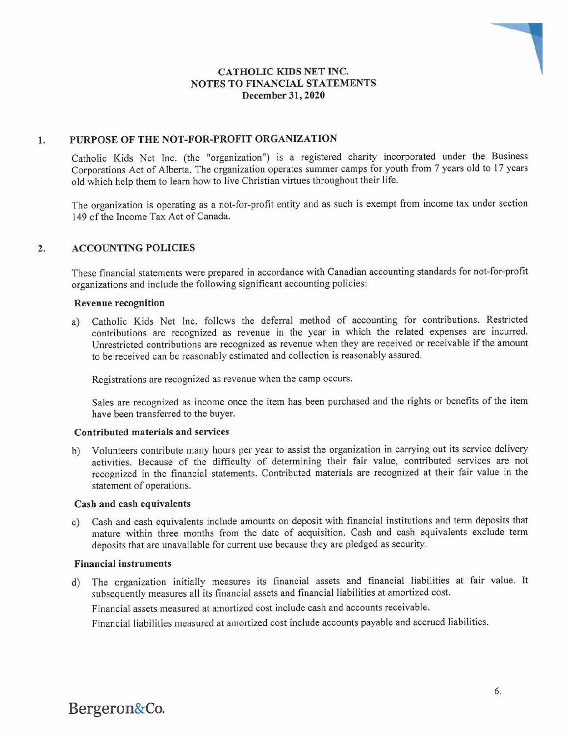# CATHOLIC KIDS NET INC.
## NOTES TO FINANCIAL STATEMENTS
### December 31, 2020

## 1. PURPOSE OF THE NOT-FOR-PROFIT ORGANIZATION

Catholic Kids Net Inc. (the "organization") is a registered charity incorporated under the Business Corporations Act of Alberta. The organization operates summer camps for youth from 7 years old to 17 years old which help them to learn how to live Christian virtues throughout their life.

The organization is operating as a not-for-profit entity and as such is exempt from income tax under section 149 of the Income Tax Act of Canada.

## 2. ACCOUNTING POLICIES

These financial statements were prepared in accordance with Canadian accounting standards for not-for-profit organizations and include the following significant accounting policies:

**Revenue recognition**

a) Catholic Kids Net Inc. follows the deferral method of accounting for contributions. Restricted contributions are recognized as revenue in the year in which the related expenses are incurred. Unrestricted contributions are recognized as revenue when they are received or receivable if the amount to be received can be reasonably estimated and collection is reasonably assured.

   Registrations are recognized as revenue when the camp occurs.

   Sales are recognized as income once the item has been purchased and the rights or benefits of the item have been transferred to the buyer.

**Contributed materials and services**

b) Volunteers contribute many hours per year to assist the organization in carrying out its service delivery activities. Because of the difficulty of determining their fair value, contributed services are not recognized in the financial statements. Contributed materials are recognized at their fair value in the statement of operations.

**Cash and cash equivalents**

c) Cash and cash equivalents include amounts on deposit with financial institutions and term deposits that mature within three months from the date of acquisition. Cash and cash equivalents exclude term deposits that are unavailable for current use because they are pledged as security.

**Financial instruments**

d) The organization initially measures its financial assets and financial liabilities at fair value. It subsequently measures all its financial assets and financial liabilities at amortized cost.

   Financial assets measured at amortized cost include cash and accounts receivable.

   Financial liabilities measured at amortized cost include accounts payable and accrued liabilities.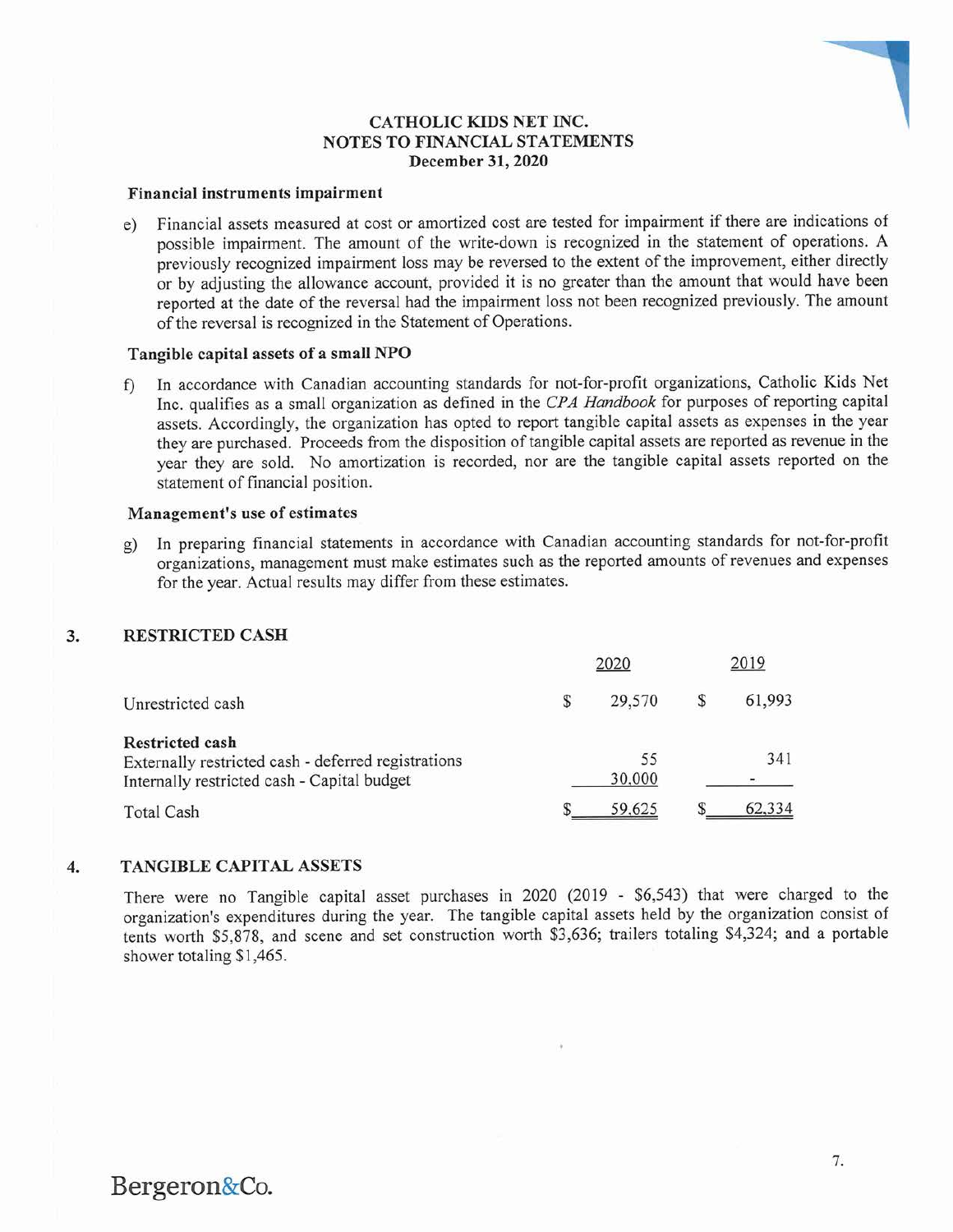# CATHOLIC KIDS NET INC.
## NOTES TO FINANCIAL STATEMENTS
### December 31, 2020

**Financial instruments impairment**

e) Financial assets measured at cost or amortized cost are tested for impairment if there are indications of possible impairment. The amount of the write-down is recognized in the statement of operations. A previously recognized impairment loss may be reversed to the extent of the improvement, either directly or by adjusting the allowance account, provided it is no greater than the amount that would have been reported at the date of the reversal had the impairment loss not been recognized previously. The amount of the reversal is recognized in the Statement of Operations.

**Tangible capital assets of a small NPO**

f) In accordance with Canadian accounting standards for not-for-profit organizations, Catholic Kids Net Inc. qualifies as a small organization as defined in the *CPA Handbook* for purposes of reporting capital assets. Accordingly, the organization has opted to report tangible capital assets as expenses in the year they are purchased. Proceeds from the disposition of tangible capital assets are reported as revenue in the year they are sold. No amortization is recorded, nor are the tangible capital assets reported on the statement of financial position.

**Management's use of estimates**

g) In preparing financial statements in accordance with Canadian accounting standards for not-for-profit organizations, management must make estimates such as the reported amounts of revenues and expenses for the year. Actual results may differ from these estimates.

## 3. RESTRICTED CASH

| | 2020 | 2019 |
|---|---|---|
| Unrestricted cash | $ 29,570 | $ 61,993 |
| **Restricted cash** | | |
| Externally restricted cash - deferred registrations | 55 | 341 |
| Internally restricted cash - Capital budget | 30,000 | - |
| Total Cash | $ 59,625 | $ 62,334 |

## 4. TANGIBLE CAPITAL ASSETS

There were no Tangible capital asset purchases in 2020 (2019 - $6,543) that were charged to the organization's expenditures during the year. The tangible capital assets held by the organization consist of tents worth $5,878, and scene and set construction worth $3,636; trailers totaling $4,324; and a portable shower totaling $1,465.

Bergeron&Co.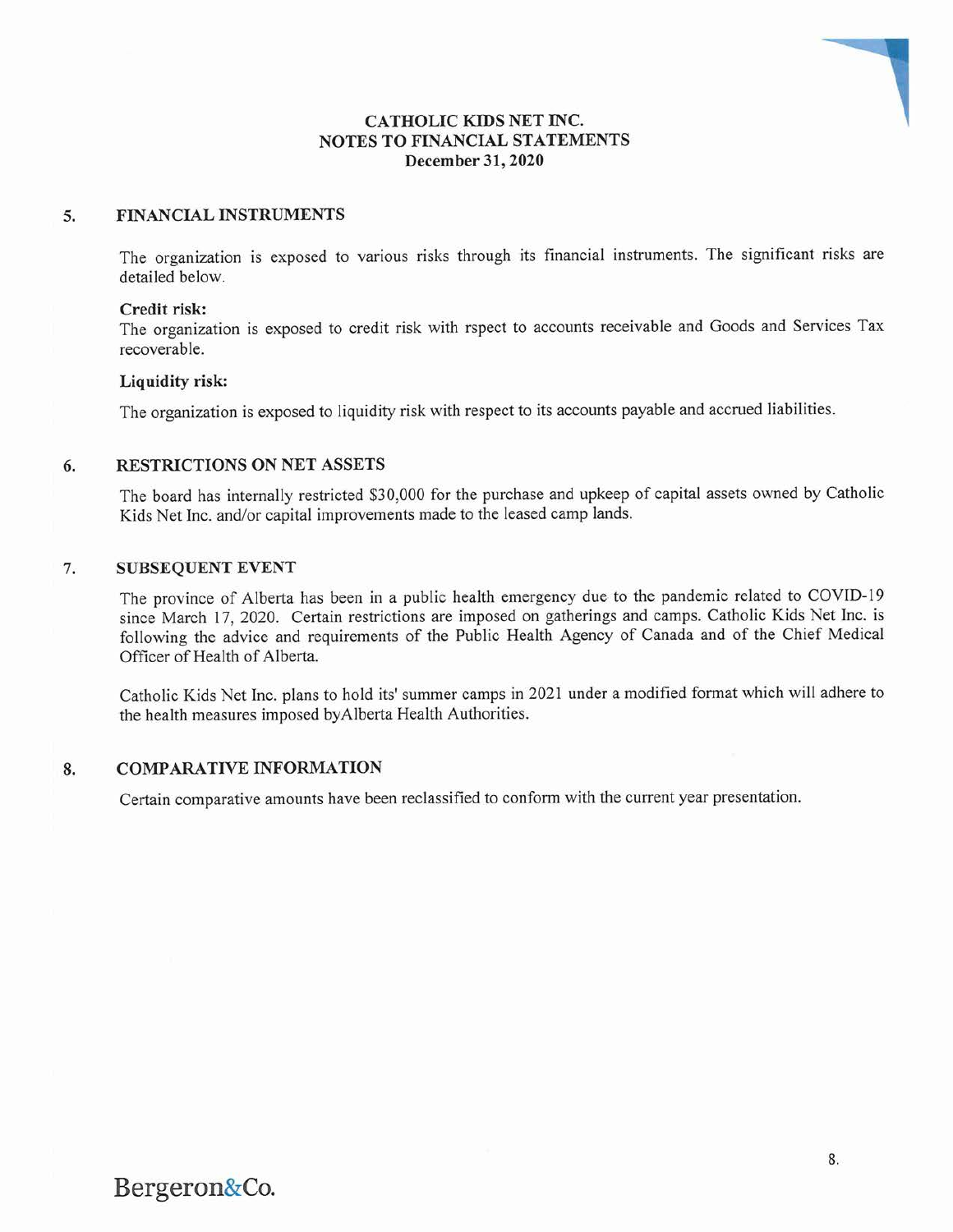**CATHOLIC KIDS NET INC.**
**NOTES TO FINANCIAL STATEMENTS**
**December 31, 2020**

## 5. FINANCIAL INSTRUMENTS

The organization is exposed to various risks through its financial instruments. The significant risks are detailed below.

**Credit risk:**
The organization is exposed to credit risk with rspect to accounts receivable and Goods and Services Tax recoverable.

**Liquidity risk:**

The organization is exposed to liquidity risk with respect to its accounts payable and accrued liabilities.

## 6. RESTRICTIONS ON NET ASSETS

The board has internally restricted $30,000 for the purchase and upkeep of capital assets owned by Catholic Kids Net Inc. and/or capital improvements made to the leased camp lands.

## 7. SUBSEQUENT EVENT

The province of Alberta has been in a public health emergency due to the pandemic related to COVID-19 since March 17, 2020. Certain restrictions are imposed on gatherings and camps. Catholic Kids Net Inc. is following the advice and requirements of the Public Health Agency of Canada and of the Chief Medical Officer of Health of Alberta.

Catholic Kids Net Inc. plans to hold its' summer camps in 2021 under a modified format which will adhere to the health measures imposed byAlberta Health Authorities.

## 8. COMPARATIVE INFORMATION

Certain comparative amounts have been reclassified to conform with the current year presentation.

Bergeron&Co.